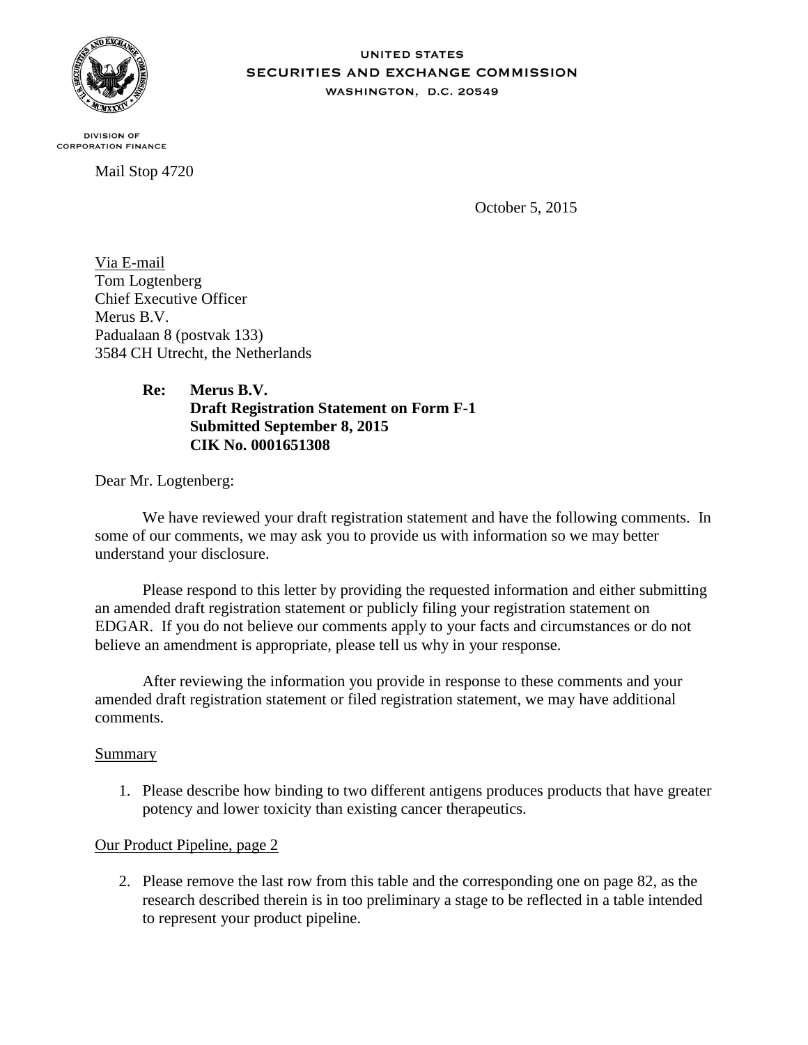UNITED STATES
SECURITIES AND EXCHANGE COMMISSION
WASHINGTON, D.C. 20549

DIVISION OF
CORPORATION FINANCE

Mail Stop 4720

October 5, 2015

Via E-mail
Tom Logtenberg
Chief Executive Officer
Merus B.V.
Padualaan 8 (postvak 133)
3584 CH Utrecht, the Netherlands

**Re: Merus B.V.**
**Draft Registration Statement on Form F-1**
**Submitted September 8, 2015**
**CIK No. 0001651308**

Dear Mr. Logtenberg:

We have reviewed your draft registration statement and have the following comments. In some of our comments, we may ask you to provide us with information so we may better understand your disclosure.

Please respond to this letter by providing the requested information and either submitting an amended draft registration statement or publicly filing your registration statement on EDGAR. If you do not believe our comments apply to your facts and circumstances or do not believe an amendment is appropriate, please tell us why in your response.

After reviewing the information you provide in response to these comments and your amended draft registration statement or filed registration statement, we may have additional comments.

Summary

1. Please describe how binding to two different antigens produces products that have greater potency and lower toxicity than existing cancer therapeutics.

Our Product Pipeline, page 2

2. Please remove the last row from this table and the corresponding one on page 82, as the research described therein is in too preliminary a stage to be reflected in a table intended to represent your product pipeline.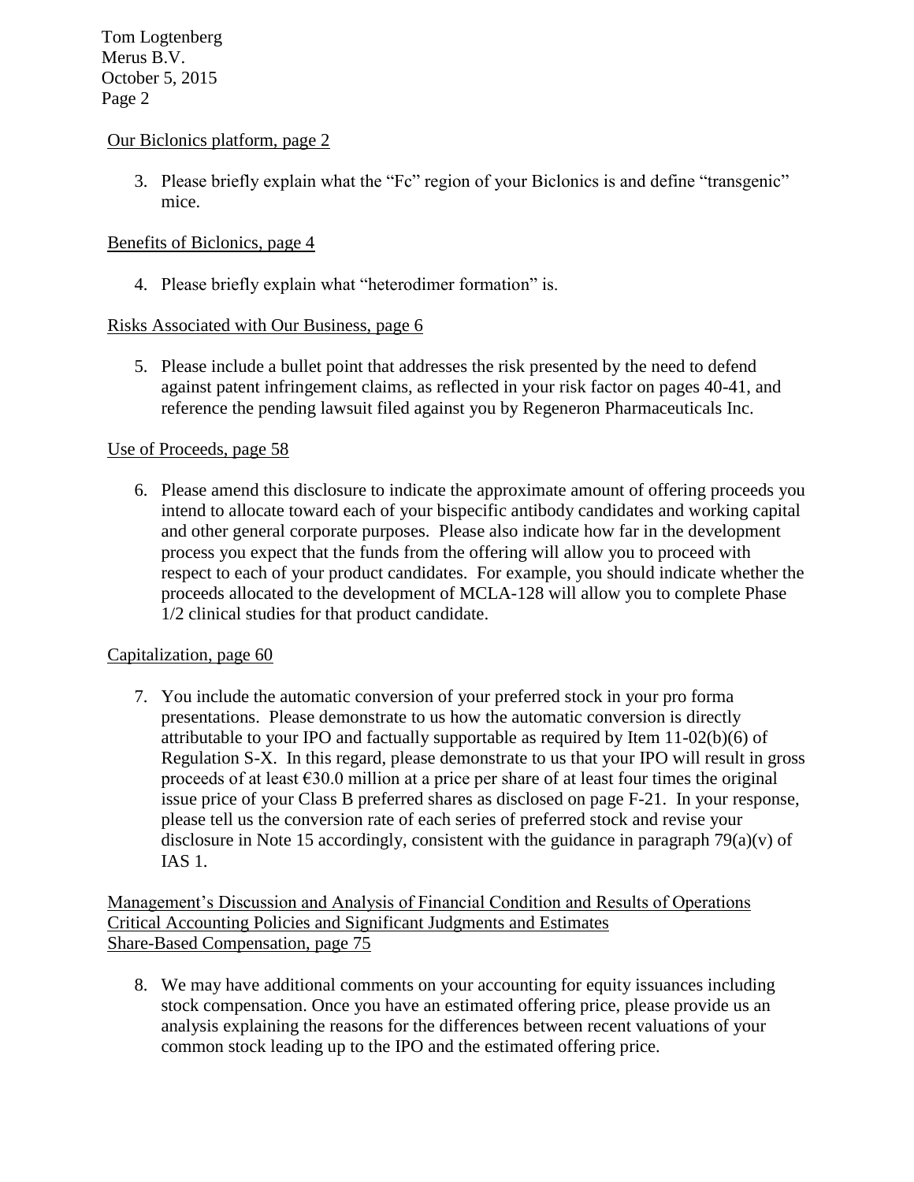Our Biclonics platform, page 2

3. Please briefly explain what the "Fc" region of your Biclonics is and define "transgenic" mice.

Benefits of Biclonics, page 4

4. Please briefly explain what "heterodimer formation" is.

Risks Associated with Our Business, page 6

5. Please include a bullet point that addresses the risk presented by the need to defend against patent infringement claims, as reflected in your risk factor on pages 40-41, and reference the pending lawsuit filed against you by Regeneron Pharmaceuticals Inc.

Use of Proceeds, page 58

6. Please amend this disclosure to indicate the approximate amount of offering proceeds you intend to allocate toward each of your bispecific antibody candidates and working capital and other general corporate purposes. Please also indicate how far in the development process you expect that the funds from the offering will allow you to proceed with respect to each of your product candidates. For example, you should indicate whether the proceeds allocated to the development of MCLA-128 will allow you to complete Phase 1/2 clinical studies for that product candidate.

Capitalization, page 60

7. You include the automatic conversion of your preferred stock in your pro forma presentations. Please demonstrate to us how the automatic conversion is directly attributable to your IPO and factually supportable as required by Item 11-02(b)(6) of Regulation S-X. In this regard, please demonstrate to us that your IPO will result in gross proceeds of at least €30.0 million at a price per share of at least four times the original issue price of your Class B preferred shares as disclosed on page F-21. In your response, please tell us the conversion rate of each series of preferred stock and revise your disclosure in Note 15 accordingly, consistent with the guidance in paragraph 79(a)(v) of IAS 1.

Management's Discussion and Analysis of Financial Condition and Results of Operations
Critical Accounting Policies and Significant Judgments and Estimates
Share-Based Compensation, page 75

8. We may have additional comments on your accounting for equity issuances including stock compensation. Once you have an estimated offering price, please provide us an analysis explaining the reasons for the differences between recent valuations of your common stock leading up to the IPO and the estimated offering price.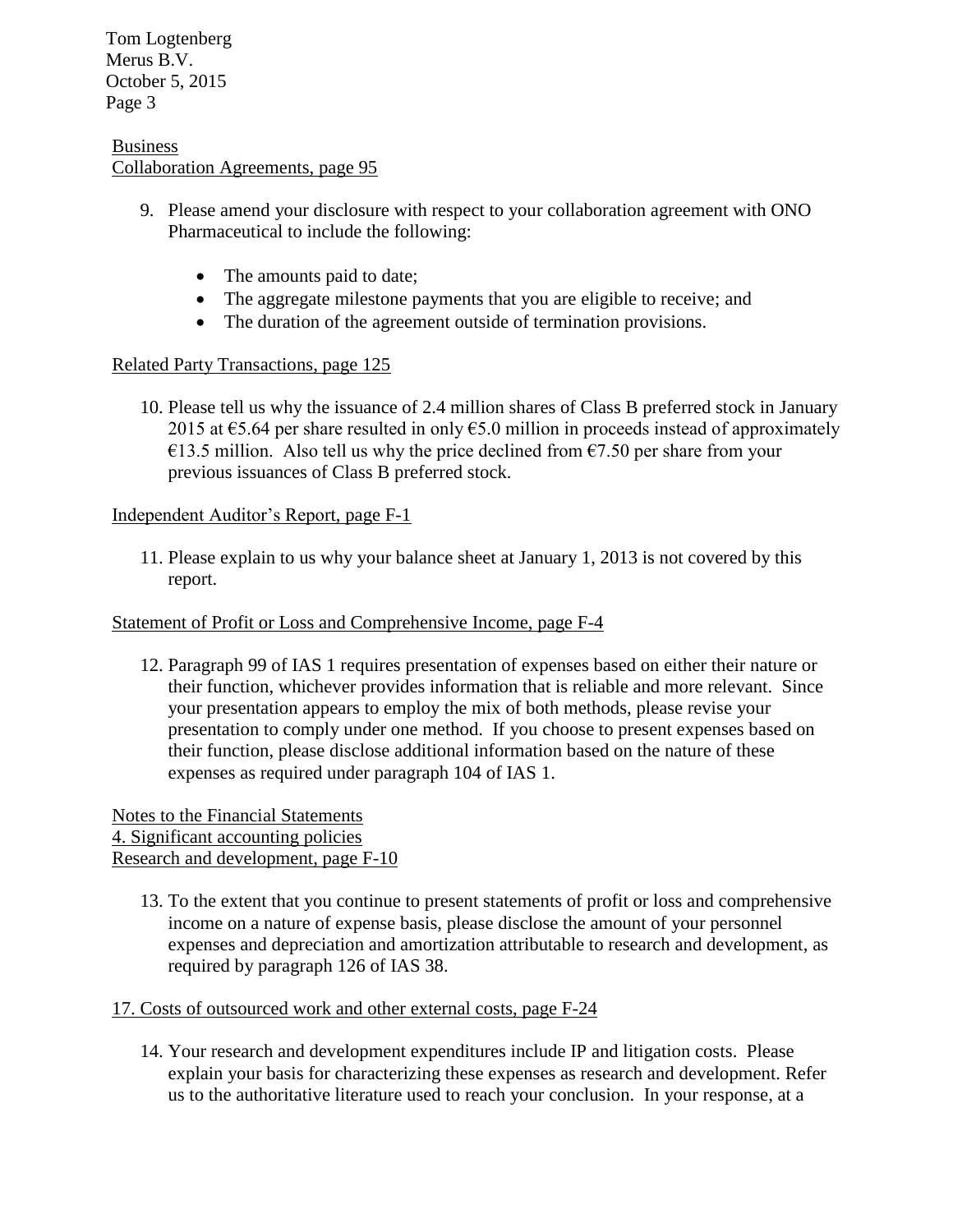Business
Collaboration Agreements, page 95

9. Please amend your disclosure with respect to your collaboration agreement with ONO Pharmaceutical to include the following:

   - The amounts paid to date;
   - The aggregate milestone payments that you are eligible to receive; and
   - The duration of the agreement outside of termination provisions.

Related Party Transactions, page 125

10. Please tell us why the issuance of 2.4 million shares of Class B preferred stock in January 2015 at €5.64 per share resulted in only €5.0 million in proceeds instead of approximately €13.5 million. Also tell us why the price declined from €7.50 per share from your previous issuances of Class B preferred stock.

Independent Auditor's Report, page F-1

11. Please explain to us why your balance sheet at January 1, 2013 is not covered by this report.

Statement of Profit or Loss and Comprehensive Income, page F-4

12. Paragraph 99 of IAS 1 requires presentation of expenses based on either their nature or their function, whichever provides information that is reliable and more relevant. Since your presentation appears to employ the mix of both methods, please revise your presentation to comply under one method. If you choose to present expenses based on their function, please disclose additional information based on the nature of these expenses as required under paragraph 104 of IAS 1.

Notes to the Financial Statements
4. Significant accounting policies
Research and development, page F-10

13. To the extent that you continue to present statements of profit or loss and comprehensive income on a nature of expense basis, please disclose the amount of your personnel expenses and depreciation and amortization attributable to research and development, as required by paragraph 126 of IAS 38.

17. Costs of outsourced work and other external costs, page F-24

14. Your research and development expenditures include IP and litigation costs. Please explain your basis for characterizing these expenses as research and development. Refer us to the authoritative literature used to reach your conclusion. In your response, at a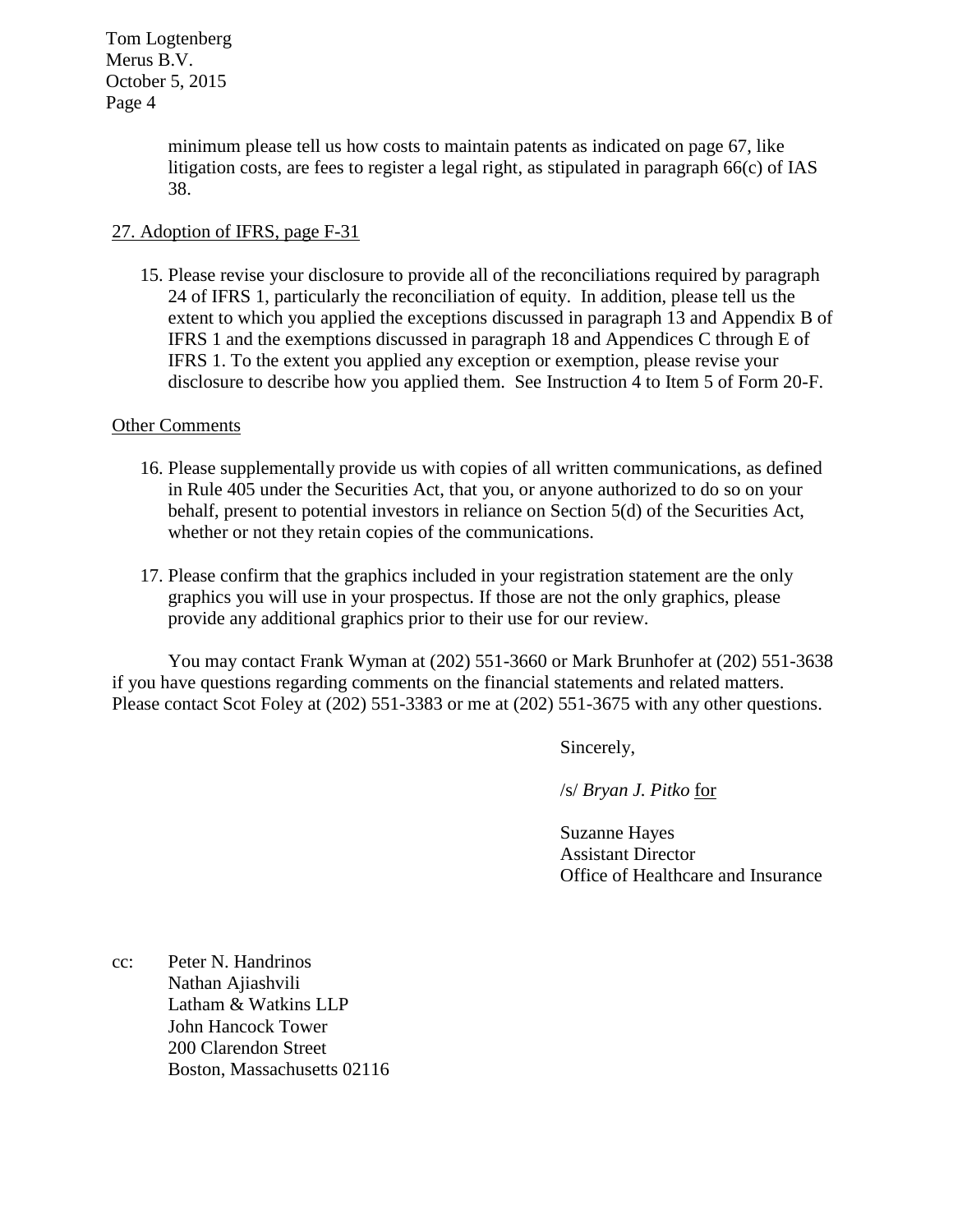minimum please tell us how costs to maintain patents as indicated on page 67, like litigation costs, are fees to register a legal right, as stipulated in paragraph 66(c) of IAS 38.

27. Adoption of IFRS, page F-31

15. Please revise your disclosure to provide all of the reconciliations required by paragraph 24 of IFRS 1, particularly the reconciliation of equity. In addition, please tell us the extent to which you applied the exceptions discussed in paragraph 13 and Appendix B of IFRS 1 and the exemptions discussed in paragraph 18 and Appendices C through E of IFRS 1. To the extent you applied any exception or exemption, please revise your disclosure to describe how you applied them. See Instruction 4 to Item 5 of Form 20-F.

Other Comments

16. Please supplementally provide us with copies of all written communications, as defined in Rule 405 under the Securities Act, that you, or anyone authorized to do so on your behalf, present to potential investors in reliance on Section 5(d) of the Securities Act, whether or not they retain copies of the communications.

17. Please confirm that the graphics included in your registration statement are the only graphics you will use in your prospectus. If those are not the only graphics, please provide any additional graphics prior to their use for our review.

You may contact Frank Wyman at (202) 551-3660 or Mark Brunhofer at (202) 551-3638 if you have questions regarding comments on the financial statements and related matters. Please contact Scot Foley at (202) 551-3383 or me at (202) 551-3675 with any other questions.

Sincerely,

/s/ *Bryan J. Pitko* for

Suzanne Hayes
Assistant Director
Office of Healthcare and Insurance

cc: Peter N. Handrinos
Nathan Ajiashvili
Latham & Watkins LLP
John Hancock Tower
200 Clarendon Street
Boston, Massachusetts 02116